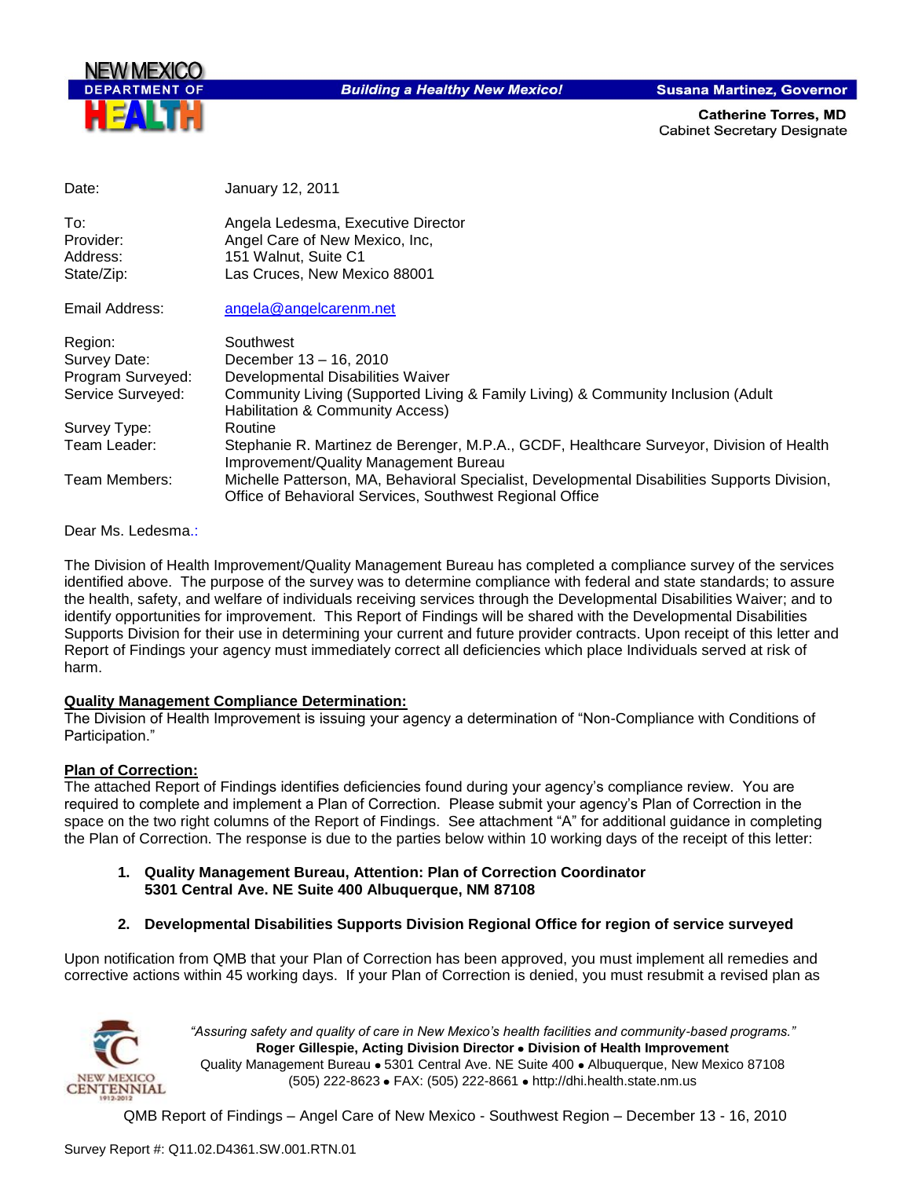**NEW MEXICO DEPARTMENT OF HEALTH**

*Building a Healthy New Mexico!*

**Susana Martinez, Governor**

**Catherine Torres, MD**
Cabinet Secretary Designate

| | |
|---|---|
| Date: | January 12, 2011 |
| To: | Angela Ledesma, Executive Director |
| Provider: | Angel Care of New Mexico, Inc, |
| Address: | 151 Walnut, Suite C1 |
| State/Zip: | Las Cruces, New Mexico 88001 |
| Email Address: | angela@angelcarenm.net |
| Region: | Southwest |
| Survey Date: | December 13 – 16, 2010 |
| Program Surveyed: | Developmental Disabilities Waiver |
| Service Surveyed: | Community Living (Supported Living & Family Living) & Community Inclusion (Adult Habilitation & Community Access) |
| Survey Type: | Routine |
| Team Leader: | Stephanie R. Martinez de Berenger, M.P.A., GCDF, Healthcare Surveyor, Division of Health Improvement/Quality Management Bureau |
| Team Members: | Michelle Patterson, MA, Behavioral Specialist, Developmental Disabilities Supports Division, Office of Behavioral Services, Southwest Regional Office |

Dear Ms. Ledesma.:

The Division of Health Improvement/Quality Management Bureau has completed a compliance survey of the services identified above. The purpose of the survey was to determine compliance with federal and state standards; to assure the health, safety, and welfare of individuals receiving services through the Developmental Disabilities Waiver; and to identify opportunities for improvement. This Report of Findings will be shared with the Developmental Disabilities Supports Division for their use in determining your current and future provider contracts. Upon receipt of this letter and Report of Findings your agency must immediately correct all deficiencies which place Individuals served at risk of harm.

**Quality Management Compliance Determination:**
The Division of Health Improvement is issuing your agency a determination of "Non-Compliance with Conditions of Participation."

**Plan of Correction:**
The attached Report of Findings identifies deficiencies found during your agency's compliance review. You are required to complete and implement a Plan of Correction. Please submit your agency's Plan of Correction in the space on the two right columns of the Report of Findings. See attachment "A" for additional guidance in completing the Plan of Correction. The response is due to the parties below within 10 working days of the receipt of this letter:

1. **Quality Management Bureau, Attention: Plan of Correction Coordinator**
   **5301 Central Ave. NE Suite 400 Albuquerque, NM 87108**

2. **Developmental Disabilities Supports Division Regional Office for region of service surveyed**

Upon notification from QMB that your Plan of Correction has been approved, you must implement all remedies and corrective actions within 45 working days. If your Plan of Correction is denied, you must resubmit a revised plan as

*"Assuring safety and quality of care in New Mexico's health facilities and community-based programs."*
**Roger Gillespie, Acting Division Director • Division of Health Improvement**
Quality Management Bureau • 5301 Central Ave. NE Suite 400 • Albuquerque, New Mexico 87108
(505) 222-8623 • FAX: (505) 222-8661 • http://dhi.health.state.nm.us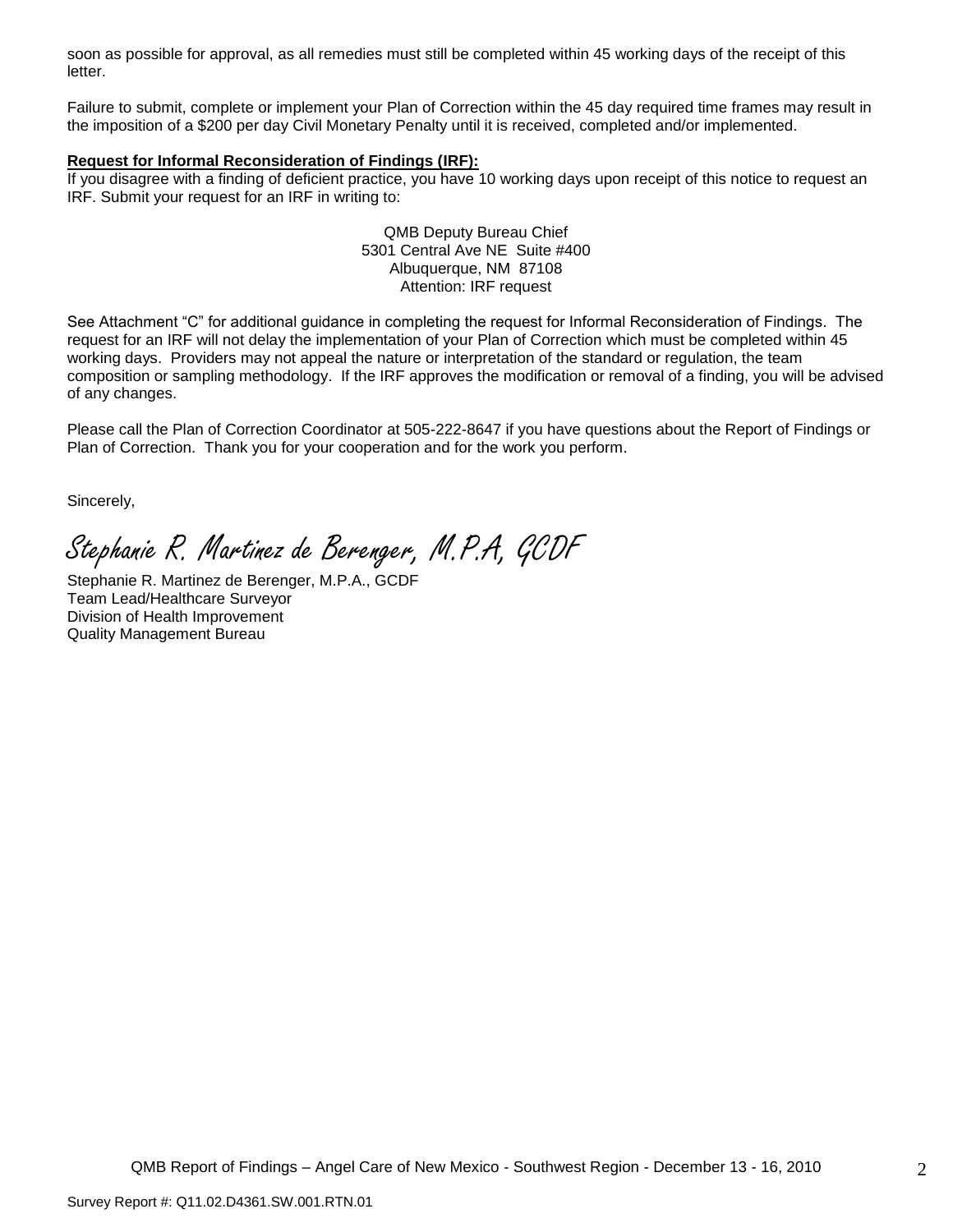soon as possible for approval, as all remedies must still be completed within 45 working days of the receipt of this letter.

Failure to submit, complete or implement your Plan of Correction within the 45 day required time frames may result in the imposition of a $200 per day Civil Monetary Penalty until it is received, completed and/or implemented.

**Request for Informal Reconsideration of Findings (IRF):**

If you disagree with a finding of deficient practice, you have 10 working days upon receipt of this notice to request an IRF. Submit your request for an IRF in writing to:

QMB Deputy Bureau Chief
5301 Central Ave NE Suite #400
Albuquerque, NM 87108
Attention: IRF request

See Attachment "C" for additional guidance in completing the request for Informal Reconsideration of Findings. The request for an IRF will not delay the implementation of your Plan of Correction which must be completed within 45 working days. Providers may not appeal the nature or interpretation of the standard or regulation, the team composition or sampling methodology. If the IRF approves the modification or removal of a finding, you will be advised of any changes.

Please call the Plan of Correction Coordinator at 505-222-8647 if you have questions about the Report of Findings or Plan of Correction. Thank you for your cooperation and for the work you perform.

Sincerely,

*Stephanie R. Martinez de Berenger, M.P.A, GCDF*

Stephanie R. Martinez de Berenger, M.P.A., GCDF
Team Lead/Healthcare Surveyor
Division of Health Improvement
Quality Management Bureau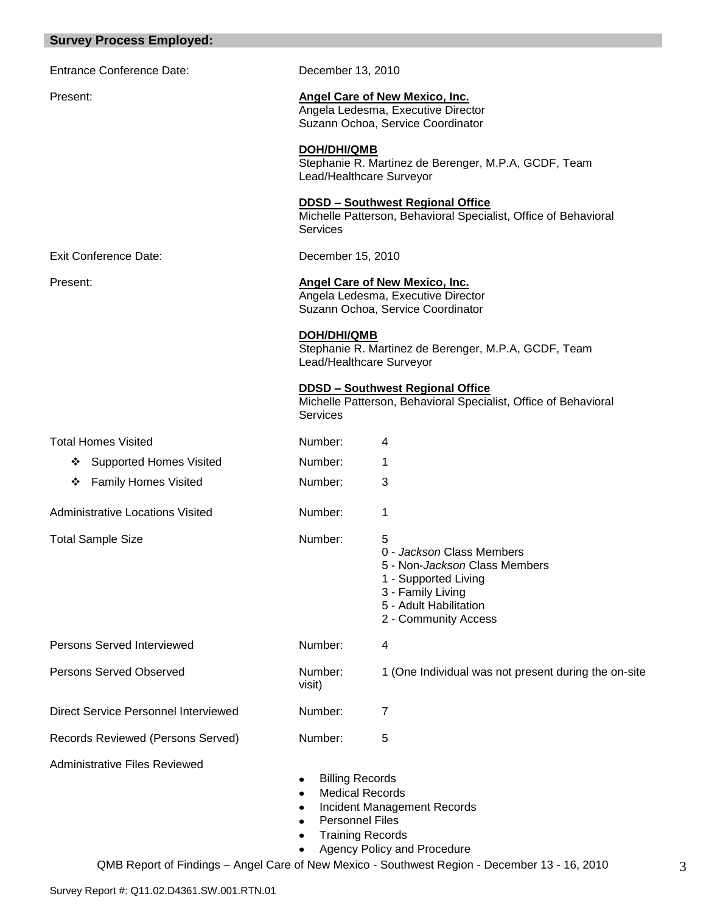## Survey Process Employed:

| | | |
|---|---|---|
| Entrance Conference Date: | December 13, 2010 | |
| Present: | **Angel Care of New Mexico, Inc.**<br>Angela Ledesma, Executive Director<br>Suzann Ochoa, Service Coordinator<br><br>**DOH/DHI/QMB**<br>Stephanie R. Martinez de Berenger, M.P.A, GCDF, Team Lead/Healthcare Surveyor<br><br>**DDSD – Southwest Regional Office**<br>Michelle Patterson, Behavioral Specialist, Office of Behavioral Services | |
| Exit Conference Date: | December 15, 2010 | |
| Present: | **Angel Care of New Mexico, Inc.**<br>Angela Ledesma, Executive Director<br>Suzann Ochoa, Service Coordinator<br><br>**DOH/DHI/QMB**<br>Stephanie R. Martinez de Berenger, M.P.A, GCDF, Team Lead/Healthcare Surveyor<br><br>**DDSD – Southwest Regional Office**<br>Michelle Patterson, Behavioral Specialist, Office of Behavioral Services | |
| Total Homes Visited | Number: | 4 |
| ❖ Supported Homes Visited | Number: | 1 |
| ❖ Family Homes Visited | Number: | 3 |
| Administrative Locations Visited | Number: | 1 |
| Total Sample Size | Number: | 5<br>0 - *Jackson* Class Members<br>5 - Non-*Jackson* Class Members<br>1 - Supported Living<br>3 - Family Living<br>5 - Adult Habilitation<br>2 - Community Access |
| Persons Served Interviewed | Number: | 4 |
| Persons Served Observed | Number: | 1 (One Individual was not present during the on-site visit) |
| Direct Service Personnel Interviewed | Number: | 7 |
| Records Reviewed (Persons Served) | Number: | 5 |

Administrative Files Reviewed

- Billing Records
- Medical Records
- Incident Management Records
- Personnel Files
- Training Records
- Agency Policy and Procedure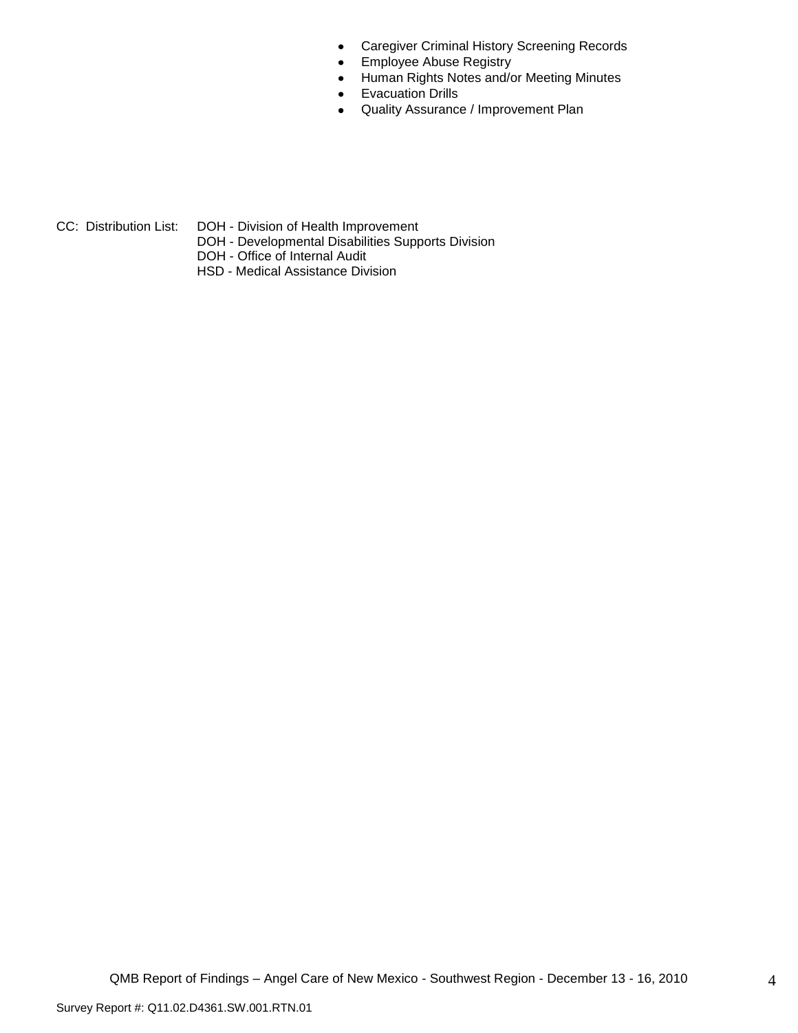- Caregiver Criminal History Screening Records
- Employee Abuse Registry
- Human Rights Notes and/or Meeting Minutes
- Evacuation Drills
- Quality Assurance / Improvement Plan

CC: Distribution List: DOH - Division of Health Improvement
DOH - Developmental Disabilities Supports Division
DOH - Office of Internal Audit
HSD - Medical Assistance Division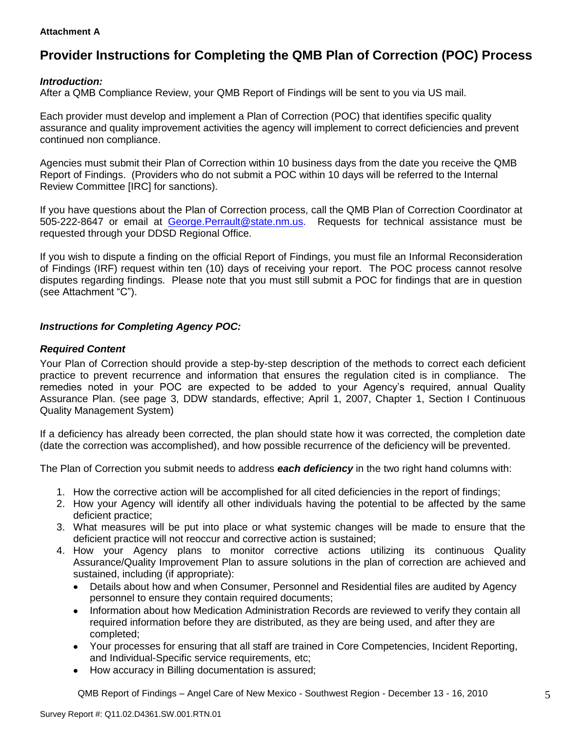**Attachment A**

# Provider Instructions for Completing the QMB Plan of Correction (POC) Process

***Introduction:***

After a QMB Compliance Review, your QMB Report of Findings will be sent to you via US mail.

Each provider must develop and implement a Plan of Correction (POC) that identifies specific quality assurance and quality improvement activities the agency will implement to correct deficiencies and prevent continued non compliance.

Agencies must submit their Plan of Correction within 10 business days from the date you receive the QMB Report of Findings. (Providers who do not submit a POC within 10 days will be referred to the Internal Review Committee [IRC] for sanctions).

If you have questions about the Plan of Correction process, call the QMB Plan of Correction Coordinator at 505-222-8647 or email at George.Perrault@state.nm.us. Requests for technical assistance must be requested through your DDSD Regional Office.

If you wish to dispute a finding on the official Report of Findings, you must file an Informal Reconsideration of Findings (IRF) request within ten (10) days of receiving your report. The POC process cannot resolve disputes regarding findings. Please note that you must still submit a POC for findings that are in question (see Attachment "C").

***Instructions for Completing Agency POC:***

***Required Content***

Your Plan of Correction should provide a step-by-step description of the methods to correct each deficient practice to prevent recurrence and information that ensures the regulation cited is in compliance. The remedies noted in your POC are expected to be added to your Agency's required, annual Quality Assurance Plan. (see page 3, DDW standards, effective; April 1, 2007, Chapter 1, Section I Continuous Quality Management System)

If a deficiency has already been corrected, the plan should state how it was corrected, the completion date (date the correction was accomplished), and how possible recurrence of the deficiency will be prevented.

The Plan of Correction you submit needs to address ***each deficiency*** in the two right hand columns with:

1. How the corrective action will be accomplished for all cited deficiencies in the report of findings;
2. How your Agency will identify all other individuals having the potential to be affected by the same deficient practice;
3. What measures will be put into place or what systemic changes will be made to ensure that the deficient practice will not reoccur and corrective action is sustained;
4. How your Agency plans to monitor corrective actions utilizing its continuous Quality Assurance/Quality Improvement Plan to assure solutions in the plan of correction are achieved and sustained, including (if appropriate):
   - Details about how and when Consumer, Personnel and Residential files are audited by Agency personnel to ensure they contain required documents;
   - Information about how Medication Administration Records are reviewed to verify they contain all required information before they are distributed, as they are being used, and after they are completed;
   - Your processes for ensuring that all staff are trained in Core Competencies, Incident Reporting, and Individual-Specific service requirements, etc;
   - How accuracy in Billing documentation is assured;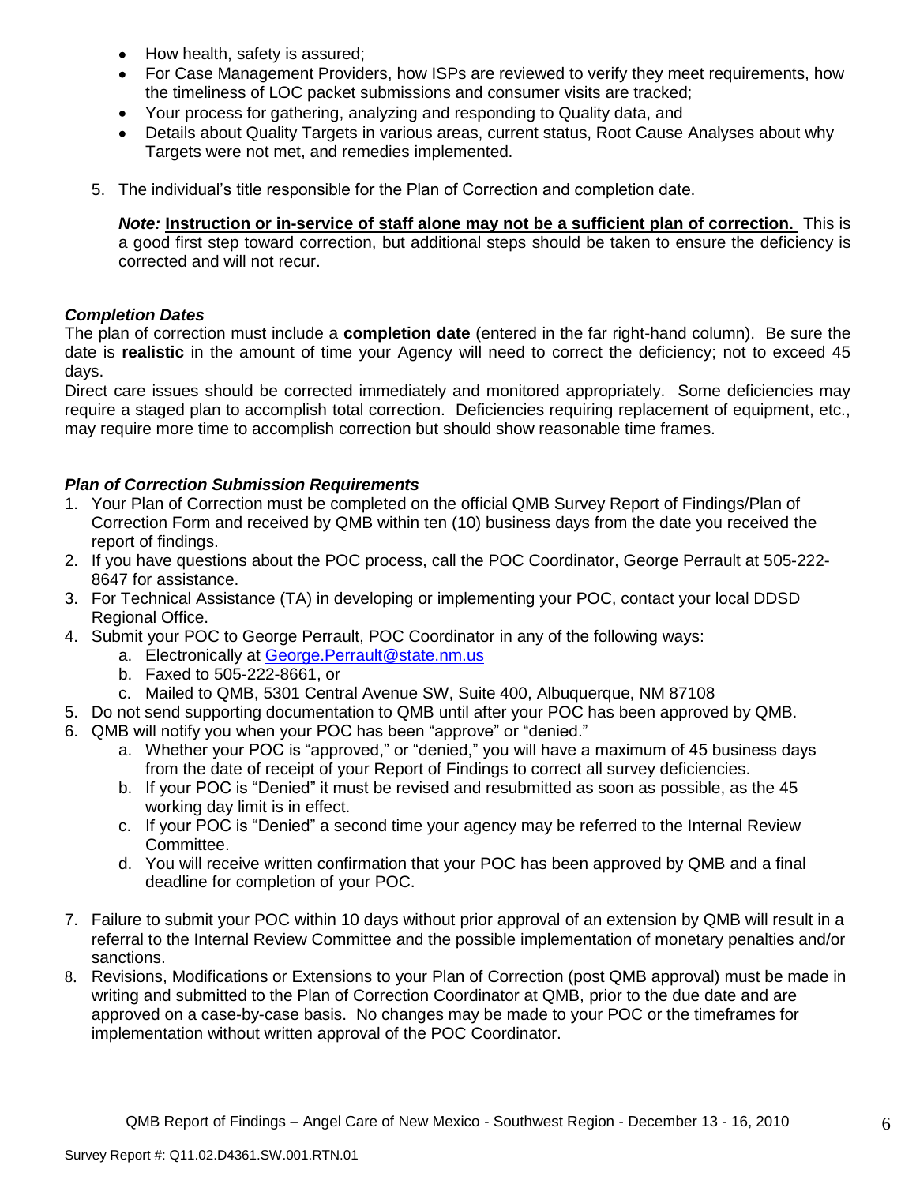- How health, safety is assured;
- For Case Management Providers, how ISPs are reviewed to verify they meet requirements, how the timeliness of LOC packet submissions and consumer visits are tracked;
- Your process for gathering, analyzing and responding to Quality data, and
- Details about Quality Targets in various areas, current status, Root Cause Analyses about why Targets were not met, and remedies implemented.

5. The individual's title responsible for the Plan of Correction and completion date.

   ***Note:*** **Instruction or in-service of staff alone may not be a sufficient plan of correction.** This is a good first step toward correction, but additional steps should be taken to ensure the deficiency is corrected and will not recur.

### *Completion Dates*

The plan of correction must include a **completion date** (entered in the far right-hand column). Be sure the date is **realistic** in the amount of time your Agency will need to correct the deficiency; not to exceed 45 days.

Direct care issues should be corrected immediately and monitored appropriately. Some deficiencies may require a staged plan to accomplish total correction. Deficiencies requiring replacement of equipment, etc., may require more time to accomplish correction but should show reasonable time frames.

### *Plan of Correction Submission Requirements*

1. Your Plan of Correction must be completed on the official QMB Survey Report of Findings/Plan of Correction Form and received by QMB within ten (10) business days from the date you received the report of findings.
2. If you have questions about the POC process, call the POC Coordinator, George Perrault at 505-222-8647 for assistance.
3. For Technical Assistance (TA) in developing or implementing your POC, contact your local DDSD Regional Office.
4. Submit your POC to George Perrault, POC Coordinator in any of the following ways:
   a. Electronically at George.Perrault@state.nm.us
   b. Faxed to 505-222-8661, or
   c. Mailed to QMB, 5301 Central Avenue SW, Suite 400, Albuquerque, NM 87108
5. Do not send supporting documentation to QMB until after your POC has been approved by QMB.
6. QMB will notify you when your POC has been "approve" or "denied."
   a. Whether your POC is "approved," or "denied," you will have a maximum of 45 business days from the date of receipt of your Report of Findings to correct all survey deficiencies.
   b. If your POC is "Denied" it must be revised and resubmitted as soon as possible, as the 45 working day limit is in effect.
   c. If your POC is "Denied" a second time your agency may be referred to the Internal Review Committee.
   d. You will receive written confirmation that your POC has been approved by QMB and a final deadline for completion of your POC.
7. Failure to submit your POC within 10 days without prior approval of an extension by QMB will result in a referral to the Internal Review Committee and the possible implementation of monetary penalties and/or sanctions.
8. Revisions, Modifications or Extensions to your Plan of Correction (post QMB approval) must be made in writing and submitted to the Plan of Correction Coordinator at QMB, prior to the due date and are approved on a case-by-case basis. No changes may be made to your POC or the timeframes for implementation without written approval of the POC Coordinator.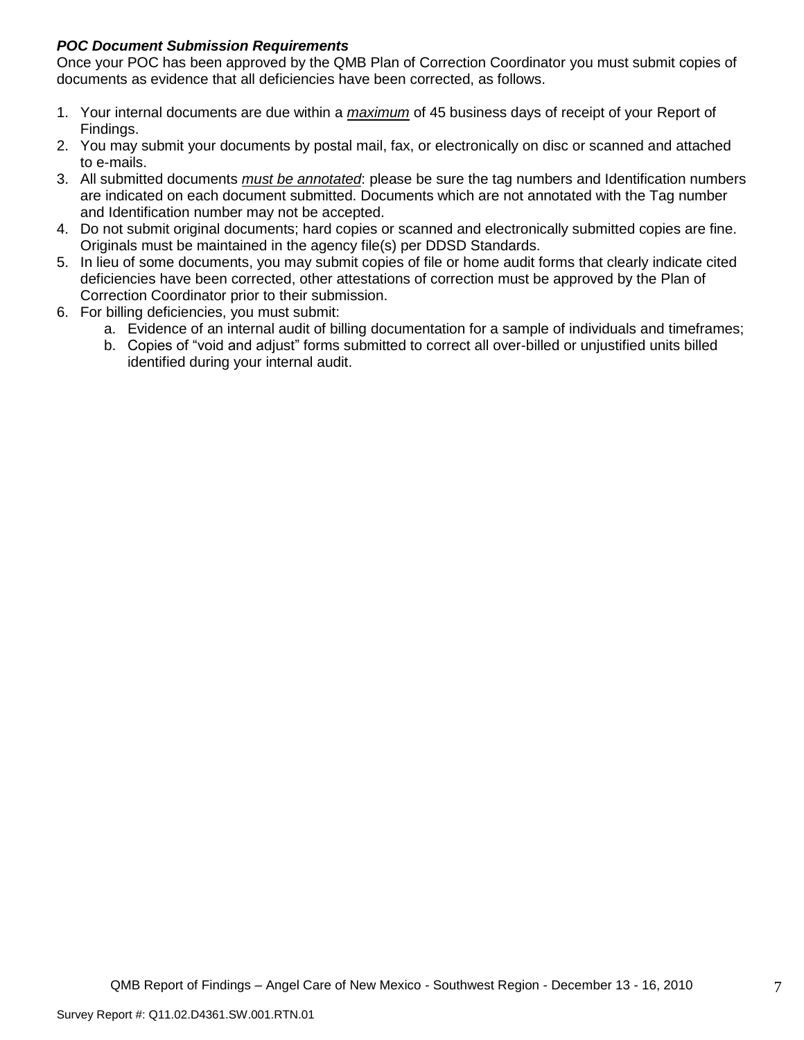***POC Document Submission Requirements***

Once your POC has been approved by the QMB Plan of Correction Coordinator you must submit copies of documents as evidence that all deficiencies have been corrected, as follows.

1. Your internal documents are due within a ***maximum*** of 45 business days of receipt of your Report of Findings.
2. You may submit your documents by postal mail, fax, or electronically on disc or scanned and attached to e-mails.
3. All submitted documents ***must be annotated***: please be sure the tag numbers and Identification numbers are indicated on each document submitted. Documents which are not annotated with the Tag number and Identification number may not be accepted.
4. Do not submit original documents; hard copies or scanned and electronically submitted copies are fine. Originals must be maintained in the agency file(s) per DDSD Standards.
5. In lieu of some documents, you may submit copies of file or home audit forms that clearly indicate cited deficiencies have been corrected, other attestations of correction must be approved by the Plan of Correction Coordinator prior to their submission.
6. For billing deficiencies, you must submit:
   a. Evidence of an internal audit of billing documentation for a sample of individuals and timeframes;
   b. Copies of "void and adjust" forms submitted to correct all over-billed or unjustified units billed identified during your internal audit.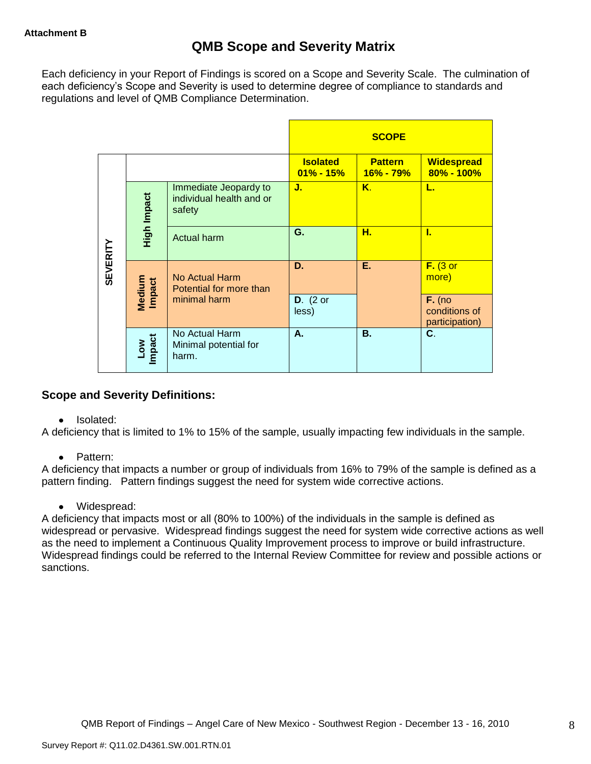**Attachment B**

# QMB Scope and Severity Matrix

Each deficiency in your Report of Findings is scored on a Scope and Severity Scale. The culmination of each deficiency's Scope and Severity is used to determine degree of compliance to standards and regulations and level of QMB Compliance Determination.

| | | | SCOPE | | |
|---|---|---|---|---|---|
| | | | **Isolated 01% - 15%** | **Pattern 16% - 79%** | **Widespread 80% - 100%** |
| SEVERITY | High Impact | Immediate Jeopardy to individual health and or safety | **J.** | **K.** | **L.** |
| | | Actual harm | **G.** | **H.** | **I.** |
| | Medium Impact | No Actual Harm Potential for more than minimal harm | **D.** | **E.** | **F.** (3 or more) |
| | | | **D.** (2 or less) | | **F.** (no conditions of participation) |
| | Low Impact | No Actual Harm Minimal potential for harm. | **A.** | **B.** | **C.** |

## Scope and Severity Definitions:

- Isolated:

A deficiency that is limited to 1% to 15% of the sample, usually impacting few individuals in the sample.

- Pattern:

A deficiency that impacts a number or group of individuals from 16% to 79% of the sample is defined as a pattern finding. Pattern findings suggest the need for system wide corrective actions.

- Widespread:

A deficiency that impacts most or all (80% to 100%) of the individuals in the sample is defined as widespread or pervasive. Widespread findings suggest the need for system wide corrective actions as well as the need to implement a Continuous Quality Improvement process to improve or build infrastructure. Widespread findings could be referred to the Internal Review Committee for review and possible actions or sanctions.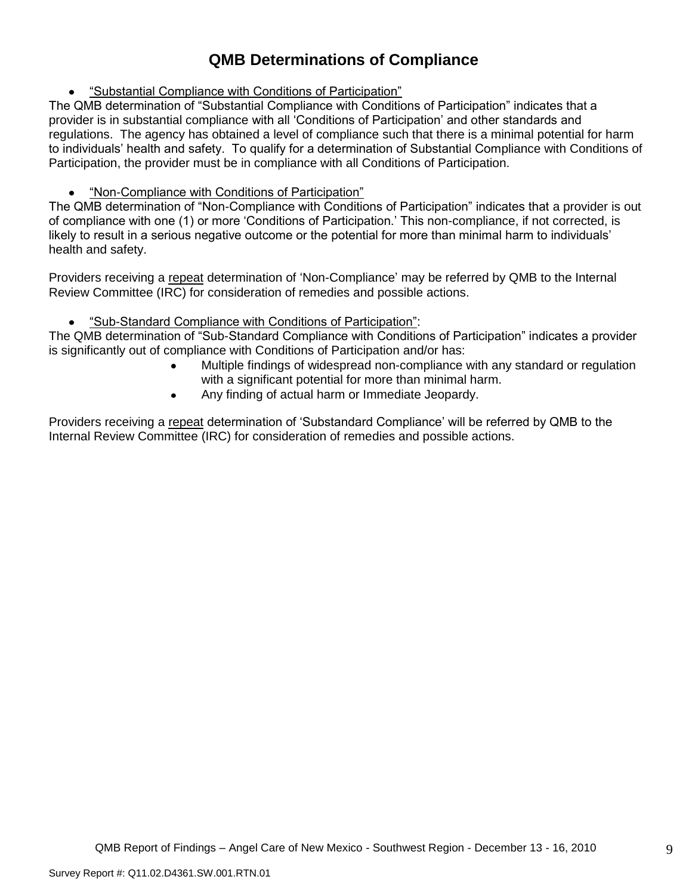# QMB Determinations of Compliance

- "Substantial Compliance with Conditions of Participation"

The QMB determination of "Substantial Compliance with Conditions of Participation" indicates that a provider is in substantial compliance with all 'Conditions of Participation' and other standards and regulations. The agency has obtained a level of compliance such that there is a minimal potential for harm to individuals' health and safety. To qualify for a determination of Substantial Compliance with Conditions of Participation, the provider must be in compliance with all Conditions of Participation.

- "Non-Compliance with Conditions of Participation"

The QMB determination of "Non-Compliance with Conditions of Participation" indicates that a provider is out of compliance with one (1) or more 'Conditions of Participation.' This non-compliance, if not corrected, is likely to result in a serious negative outcome or the potential for more than minimal harm to individuals' health and safety.

Providers receiving a repeat determination of 'Non-Compliance' may be referred by QMB to the Internal Review Committee (IRC) for consideration of remedies and possible actions.

- "Sub-Standard Compliance with Conditions of Participation":

The QMB determination of "Sub-Standard Compliance with Conditions of Participation" indicates a provider is significantly out of compliance with Conditions of Participation and/or has:

- Multiple findings of widespread non-compliance with any standard or regulation with a significant potential for more than minimal harm.
- Any finding of actual harm or Immediate Jeopardy.

Providers receiving a repeat determination of 'Substandard Compliance' will be referred by QMB to the Internal Review Committee (IRC) for consideration of remedies and possible actions.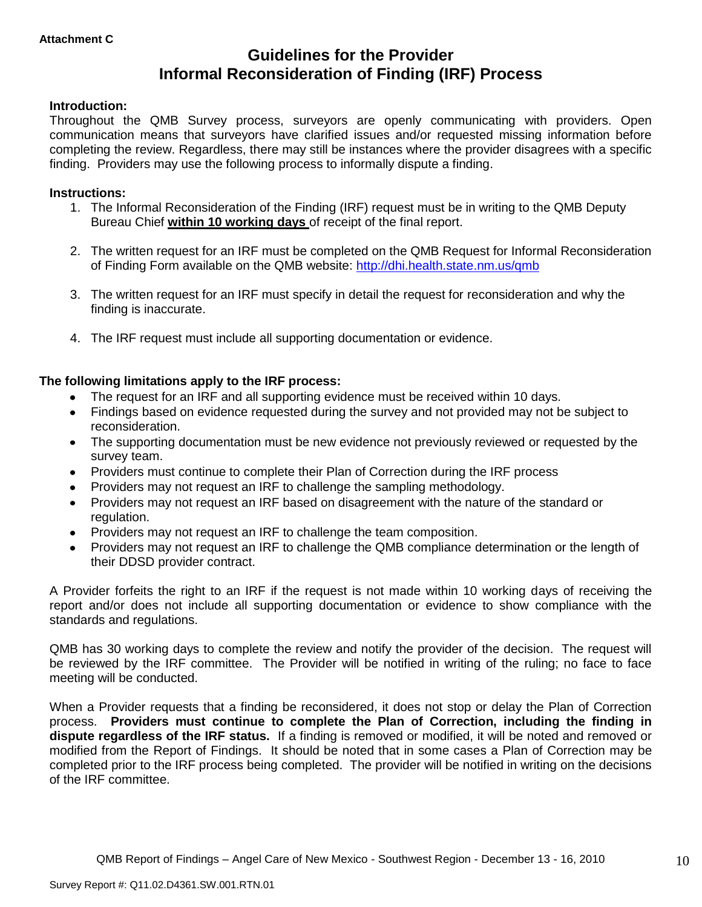**Attachment C**

# Guidelines for the Provider
# Informal Reconsideration of Finding (IRF) Process

**Introduction:**
Throughout the QMB Survey process, surveyors are openly communicating with providers. Open communication means that surveyors have clarified issues and/or requested missing information before completing the review. Regardless, there may still be instances where the provider disagrees with a specific finding. Providers may use the following process to informally dispute a finding.

**Instructions:**

1. The Informal Reconsideration of the Finding (IRF) request must be in writing to the QMB Deputy Bureau Chief **within 10 working days** of receipt of the final report.

2. The written request for an IRF must be completed on the QMB Request for Informal Reconsideration of Finding Form available on the QMB website: http://dhi.health.state.nm.us/qmb

3. The written request for an IRF must specify in detail the request for reconsideration and why the finding is inaccurate.

4. The IRF request must include all supporting documentation or evidence.

**The following limitations apply to the IRF process:**

- The request for an IRF and all supporting evidence must be received within 10 days.
- Findings based on evidence requested during the survey and not provided may not be subject to reconsideration.
- The supporting documentation must be new evidence not previously reviewed or requested by the survey team.
- Providers must continue to complete their Plan of Correction during the IRF process
- Providers may not request an IRF to challenge the sampling methodology.
- Providers may not request an IRF based on disagreement with the nature of the standard or regulation.
- Providers may not request an IRF to challenge the team composition.
- Providers may not request an IRF to challenge the QMB compliance determination or the length of their DDSD provider contract.

A Provider forfeits the right to an IRF if the request is not made within 10 working days of receiving the report and/or does not include all supporting documentation or evidence to show compliance with the standards and regulations.

QMB has 30 working days to complete the review and notify the provider of the decision. The request will be reviewed by the IRF committee. The Provider will be notified in writing of the ruling; no face to face meeting will be conducted.

When a Provider requests that a finding be reconsidered, it does not stop or delay the Plan of Correction process. **Providers must continue to complete the Plan of Correction, including the finding in dispute regardless of the IRF status.** If a finding is removed or modified, it will be noted and removed or modified from the Report of Findings. It should be noted that in some cases a Plan of Correction may be completed prior to the IRF process being completed. The provider will be notified in writing on the decisions of the IRF committee.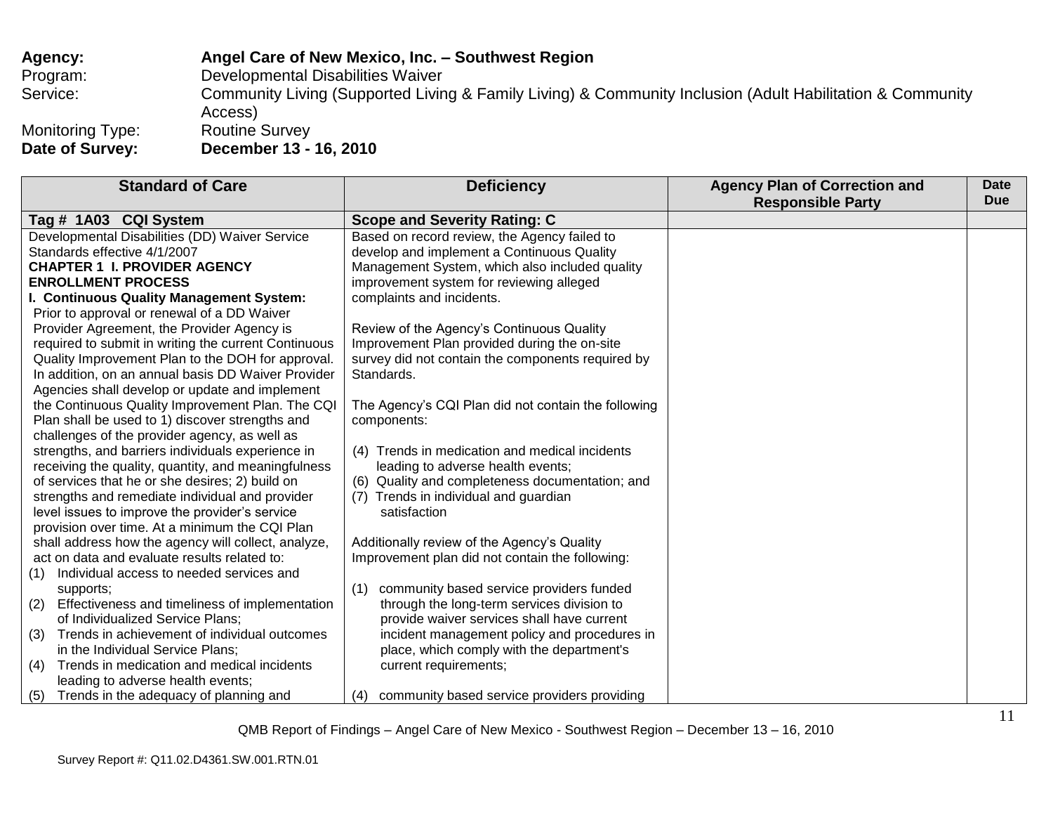**Agency:** **Angel Care of New Mexico, Inc. – Southwest Region**
Program: Developmental Disabilities Waiver
Service: Community Living (Supported Living & Family Living) & Community Inclusion (Adult Habilitation & Community Access)
Monitoring Type: Routine Survey
**Date of Survey:** **December 13 - 16, 2010**

| Standard of Care | Deficiency | Agency Plan of Correction and Responsible Party | Date Due |
|---|---|---|---|
| **Tag # 1A03 CQI System** | **Scope and Severity Rating: C** | | |
| Developmental Disabilities (DD) Waiver Service Standards effective 4/1/2007<br>**CHAPTER 1 I. PROVIDER AGENCY ENROLLMENT PROCESS**<br>**I. Continuous Quality Management System:** Prior to approval or renewal of a DD Waiver Provider Agreement, the Provider Agency is required to submit in writing the current Continuous Quality Improvement Plan to the DOH for approval. In addition, on an annual basis DD Waiver Provider Agencies shall develop or update and implement the Continuous Quality Improvement Plan. The CQI Plan shall be used to 1) discover strengths and challenges of the provider agency, as well as strengths, and barriers individuals experience in receiving the quality, quantity, and meaningfulness of services that he or she desires; 2) build on strengths and remediate individual and provider level issues to improve the provider's service provision over time. At a minimum the CQI Plan shall address how the agency will collect, analyze, act on data and evaluate results related to:<br>(1) Individual access to needed services and supports;<br>(2) Effectiveness and timeliness of implementation of Individualized Service Plans;<br>(3) Trends in achievement of individual outcomes in the Individual Service Plans;<br>(4) Trends in medication and medical incidents leading to adverse health events;<br>(5) Trends in the adequacy of planning and | Based on record review, the Agency failed to develop and implement a Continuous Quality Management System, which also included quality improvement system for reviewing alleged complaints and incidents.<br><br>Review of the Agency's Continuous Quality Improvement Plan provided during the on-site survey did not contain the components required by Standards.<br><br>The Agency's CQI Plan did not contain the following components:<br><br>(4) Trends in medication and medical incidents leading to adverse health events;<br>(6) Quality and completeness documentation; and<br>(7) Trends in individual and guardian satisfaction<br><br>Additionally review of the Agency's Quality Improvement plan did not contain the following:<br><br>(1) community based service providers funded through the long-term services division to provide waiver services shall have current incident management policy and procedures in place, which comply with the department's current requirements;<br><br>(4) community based service providers providing | | |

QMB Report of Findings – Angel Care of New Mexico - Southwest Region – December 13 – 16, 2010

Survey Report #: Q11.02.D4361.SW.001.RTN.01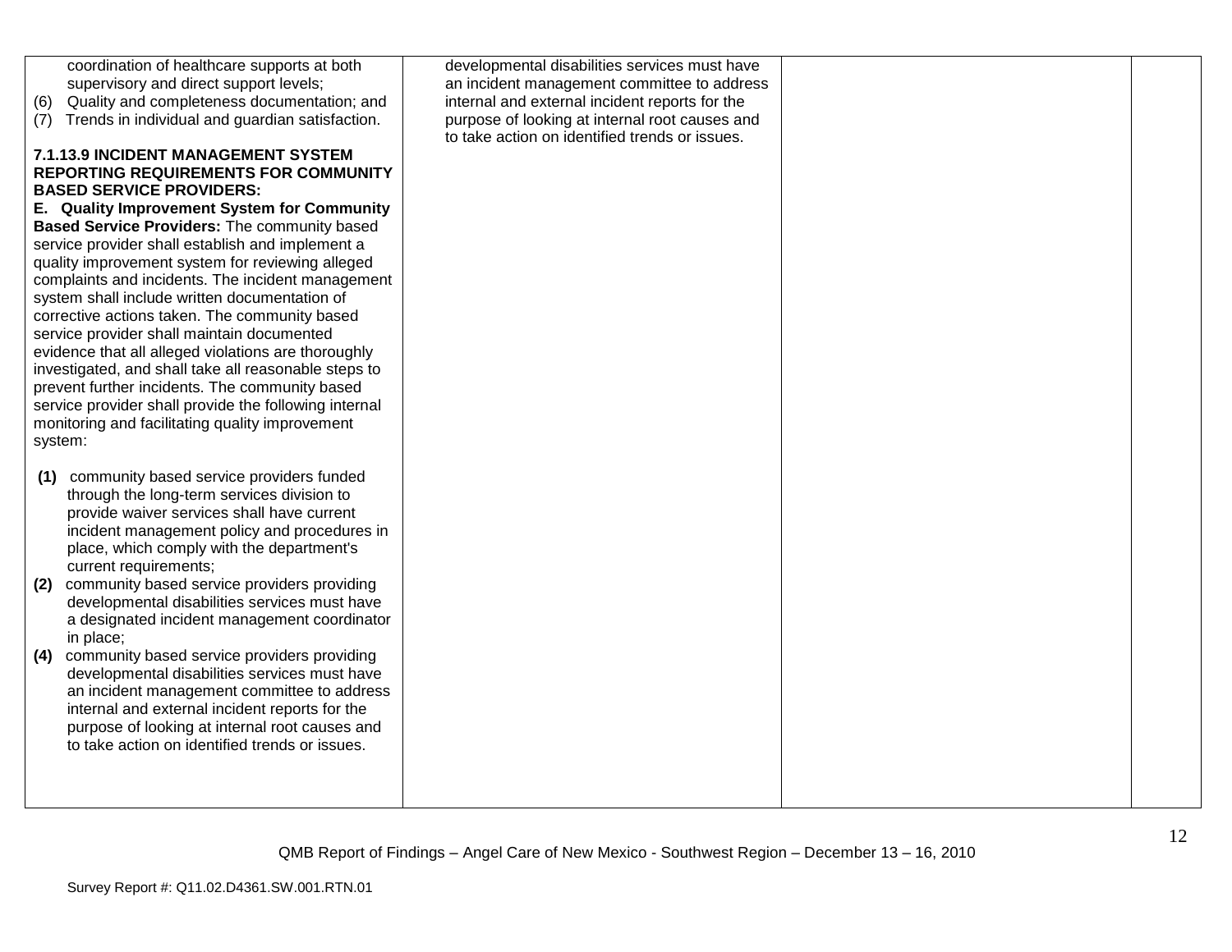| | | | |
|---|---|---|---|
| coordination of healthcare supports at both supervisory and direct support levels;<br>(6) Quality and completeness documentation; and<br>(7) Trends in individual and guardian satisfaction.<br><br>**7.1.13.9 INCIDENT MANAGEMENT SYSTEM REPORTING REQUIREMENTS FOR COMMUNITY BASED SERVICE PROVIDERS:**<br>**E. Quality Improvement System for Community Based Service Providers:** The community based service provider shall establish and implement a quality improvement system for reviewing alleged complaints and incidents. The incident management system shall include written documentation of corrective actions taken. The community based service provider shall maintain documented evidence that all alleged violations are thoroughly investigated, and shall take all reasonable steps to prevent further incidents. The community based service provider shall provide the following internal monitoring and facilitating quality improvement system:<br><br>**(1)** community based service providers funded through the long-term services division to provide waiver services shall have current incident management policy and procedures in place, which comply with the department's current requirements;<br>**(2)** community based service providers providing developmental disabilities services must have a designated incident management coordinator in place;<br>**(4)** community based service providers providing developmental disabilities services must have an incident management committee to address internal and external incident reports for the purpose of looking at internal root causes and to take action on identified trends or issues. | developmental disabilities services must have an incident management committee to address internal and external incident reports for the purpose of looking at internal root causes and to take action on identified trends or issues. | | |

QMB Report of Findings – Angel Care of New Mexico - Southwest Region – December 13 – 16, 2010

Survey Report #: Q11.02.D4361.SW.001.RTN.01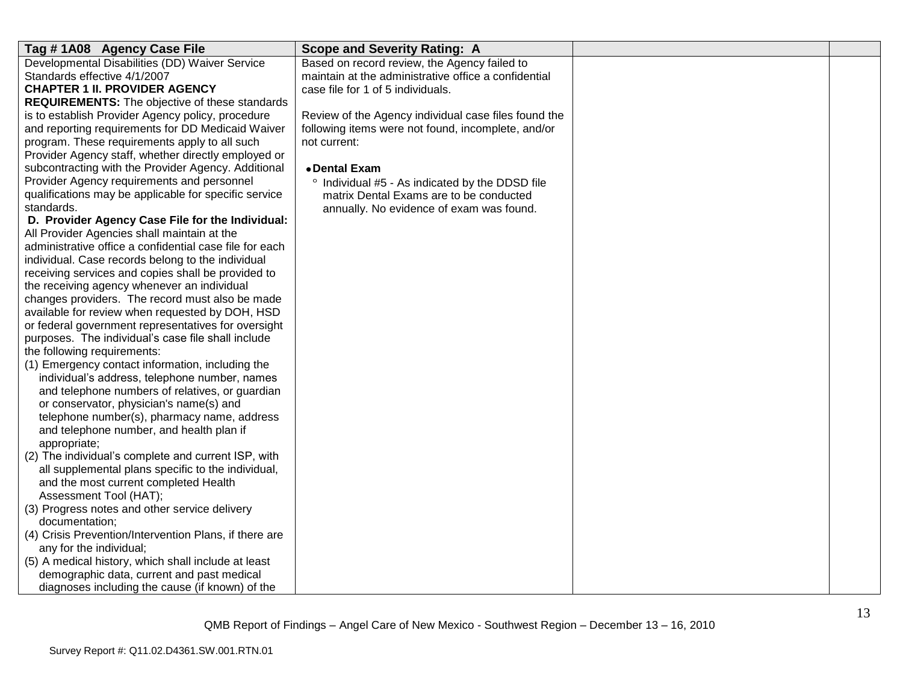| Tag # 1A08 Agency Case File | Scope and Severity Rating: A | | |
|---|---|---|---|
| Developmental Disabilities (DD) Waiver Service Standards effective 4/1/2007<br>**CHAPTER 1 II. PROVIDER AGENCY REQUIREMENTS:** The objective of these standards is to establish Provider Agency policy, procedure and reporting requirements for DD Medicaid Waiver program. These requirements apply to all such Provider Agency staff, whether directly employed or subcontracting with the Provider Agency. Additional Provider Agency requirements and personnel qualifications may be applicable for specific service standards.<br>**D. Provider Agency Case File for the Individual:** All Provider Agencies shall maintain at the administrative office a confidential case file for each individual. Case records belong to the individual receiving services and copies shall be provided to the receiving agency whenever an individual changes providers. The record must also be made available for review when requested by DOH, HSD or federal government representatives for oversight purposes. The individual's case file shall include the following requirements:<br>(1) Emergency contact information, including the individual's address, telephone number, names and telephone numbers of relatives, or guardian or conservator, physician's name(s) and telephone number(s), pharmacy name, address and telephone number, and health plan if appropriate;<br>(2) The individual's complete and current ISP, with all supplemental plans specific to the individual, and the most current completed Health Assessment Tool (HAT);<br>(3) Progress notes and other service delivery documentation;<br>(4) Crisis Prevention/Intervention Plans, if there are any for the individual;<br>(5) A medical history, which shall include at least demographic data, current and past medical diagnoses including the cause (if known) of the | Based on record review, the Agency failed to maintain at the administrative office a confidential case file for 1 of 5 individuals.<br><br>Review of the Agency individual case files found the following items were not found, incomplete, and/or not current:<br><br>• **Dental Exam**<br>° Individual #5 - As indicated by the DDSD file matrix Dental Exams are to be conducted annually. No evidence of exam was found. | | |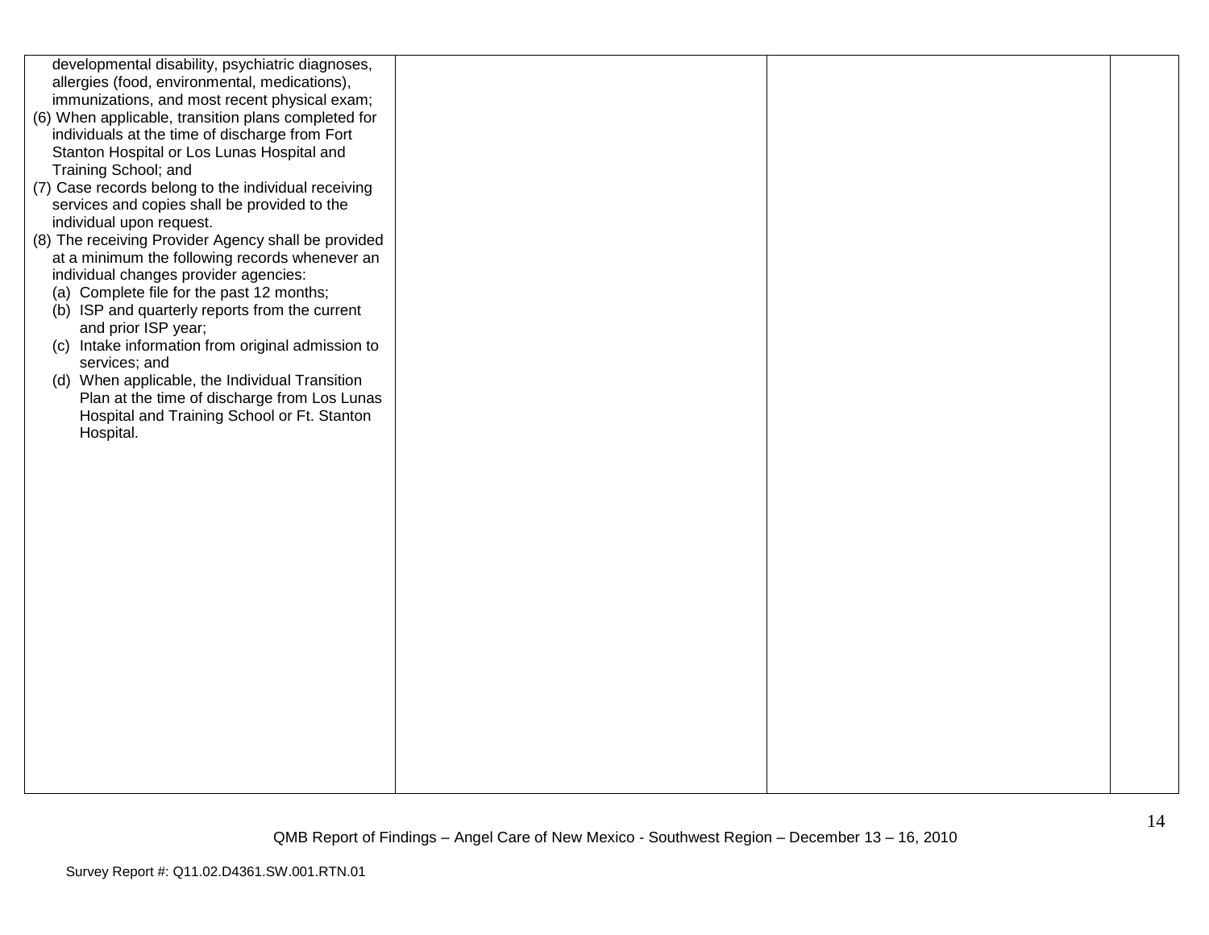| | | | |
|---|---|---|---|
| developmental disability, psychiatric diagnoses, allergies (food, environmental, medications), immunizations, and most recent physical exam;<br>(6) When applicable, transition plans completed for individuals at the time of discharge from Fort Stanton Hospital or Los Lunas Hospital and Training School; and<br>(7) Case records belong to the individual receiving services and copies shall be provided to the individual upon request.<br>(8) The receiving Provider Agency shall be provided at a minimum the following records whenever an individual changes provider agencies:<br>(a) Complete file for the past 12 months;<br>(b) ISP and quarterly reports from the current and prior ISP year;<br>(c) Intake information from original admission to services; and<br>(d) When applicable, the Individual Transition Plan at the time of discharge from Los Lunas Hospital and Training School or Ft. Stanton Hospital. | | | |

QMB Report of Findings – Angel Care of New Mexico - Southwest Region – December 13 – 16, 2010

Survey Report #: Q11.02.D4361.SW.001.RTN.01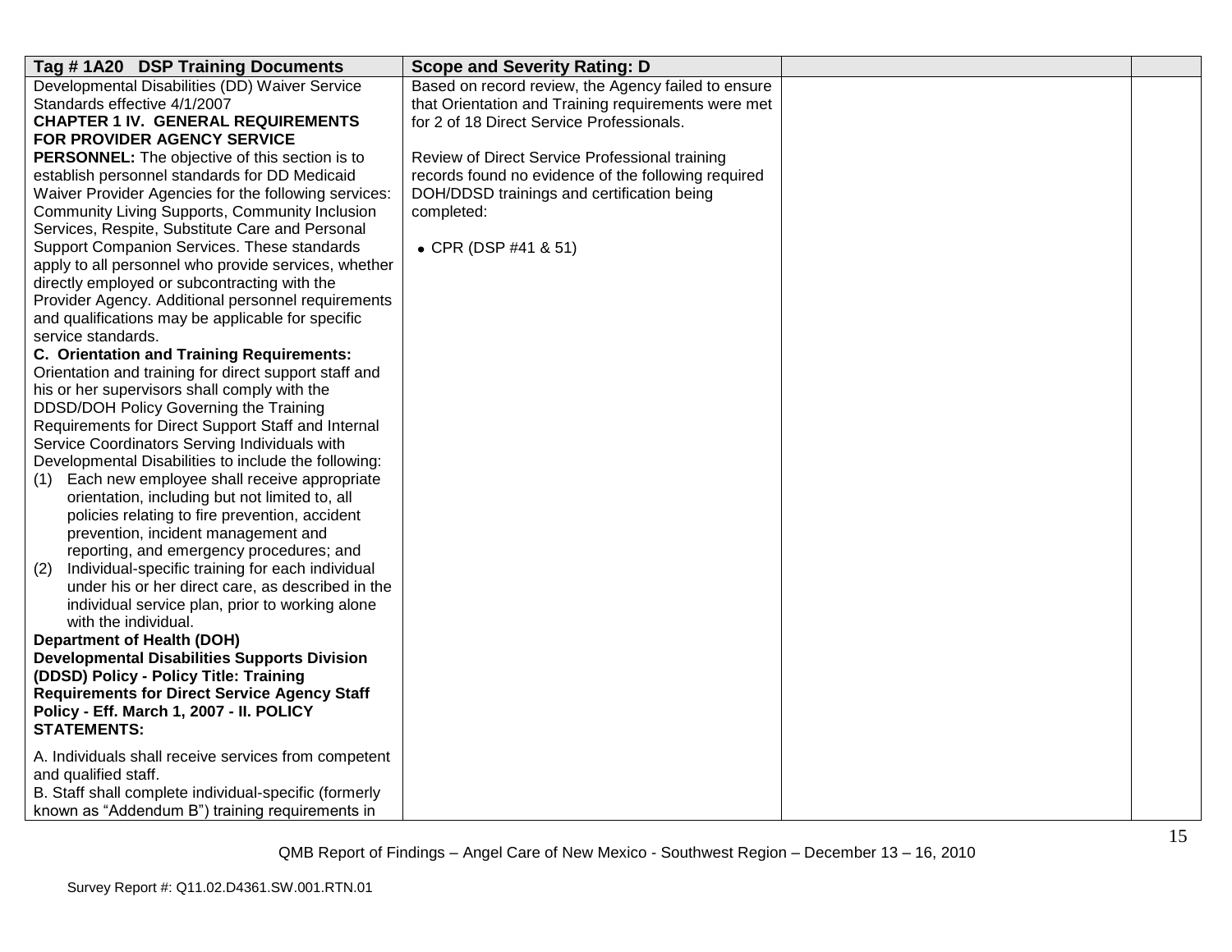| Tag # 1A20 DSP Training Documents | Scope and Severity Rating: D | | |
|---|---|---|---|
| Developmental Disabilities (DD) Waiver Service Standards effective 4/1/2007<br>**CHAPTER 1 IV. GENERAL REQUIREMENTS FOR PROVIDER AGENCY SERVICE PERSONNEL:** The objective of this section is to establish personnel standards for DD Medicaid Waiver Provider Agencies for the following services: Community Living Supports, Community Inclusion Services, Respite, Substitute Care and Personal Support Companion Services. These standards apply to all personnel who provide services, whether directly employed or subcontracting with the Provider Agency. Additional personnel requirements and qualifications may be applicable for specific service standards.<br>**C. Orientation and Training Requirements:** Orientation and training for direct support staff and his or her supervisors shall comply with the DDSD/DOH Policy Governing the Training Requirements for Direct Support Staff and Internal Service Coordinators Serving Individuals with Developmental Disabilities to include the following:<br>(1) Each new employee shall receive appropriate orientation, including but not limited to, all policies relating to fire prevention, accident prevention, incident management and reporting, and emergency procedures; and<br>(2) Individual-specific training for each individual under his or her direct care, as described in the individual service plan, prior to working alone with the individual.<br>**Department of Health (DOH) Developmental Disabilities Supports Division (DDSD) Policy - Policy Title: Training Requirements for Direct Service Agency Staff Policy - Eff. March 1, 2007 - II. POLICY STATEMENTS:**<br><br>A. Individuals shall receive services from competent and qualified staff.<br>B. Staff shall complete individual-specific (formerly known as "Addendum B") training requirements in | Based on record review, the Agency failed to ensure that Orientation and Training requirements were met for 2 of 18 Direct Service Professionals.<br><br>Review of Direct Service Professional training records found no evidence of the following required DOH/DDSD trainings and certification being completed:<br><br>• CPR (DSP #41 & 51) | | |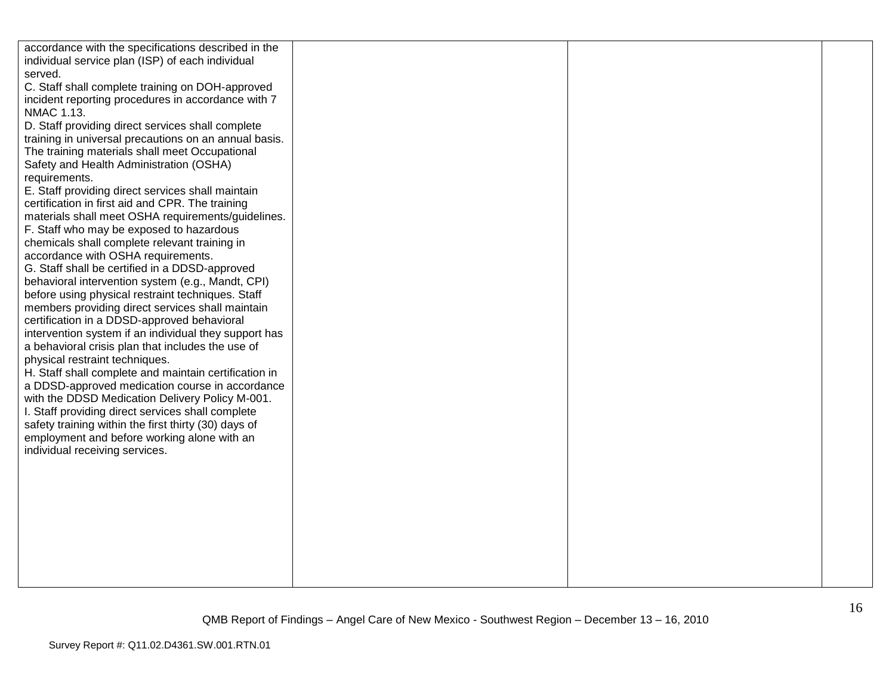| | | | |
|---|---|---|---|
| accordance with the specifications described in the individual service plan (ISP) of each individual served.<br>C. Staff shall complete training on DOH-approved incident reporting procedures in accordance with 7 NMAC 1.13.<br>D. Staff providing direct services shall complete training in universal precautions on an annual basis. The training materials shall meet Occupational Safety and Health Administration (OSHA) requirements.<br>E. Staff providing direct services shall maintain certification in first aid and CPR. The training materials shall meet OSHA requirements/guidelines.<br>F. Staff who may be exposed to hazardous chemicals shall complete relevant training in accordance with OSHA requirements.<br>G. Staff shall be certified in a DDSD-approved behavioral intervention system (e.g., Mandt, CPI) before using physical restraint techniques. Staff members providing direct services shall maintain certification in a DDSD-approved behavioral intervention system if an individual they support has a behavioral crisis plan that includes the use of physical restraint techniques.<br>H. Staff shall complete and maintain certification in a DDSD-approved medication course in accordance with the DDSD Medication Delivery Policy M-001.<br>I. Staff providing direct services shall complete safety training within the first thirty (30) days of employment and before working alone with an individual receiving services. | | | |

QMB Report of Findings – Angel Care of New Mexico - Southwest Region – December 13 – 16, 2010

Survey Report #: Q11.02.D4361.SW.001.RTN.01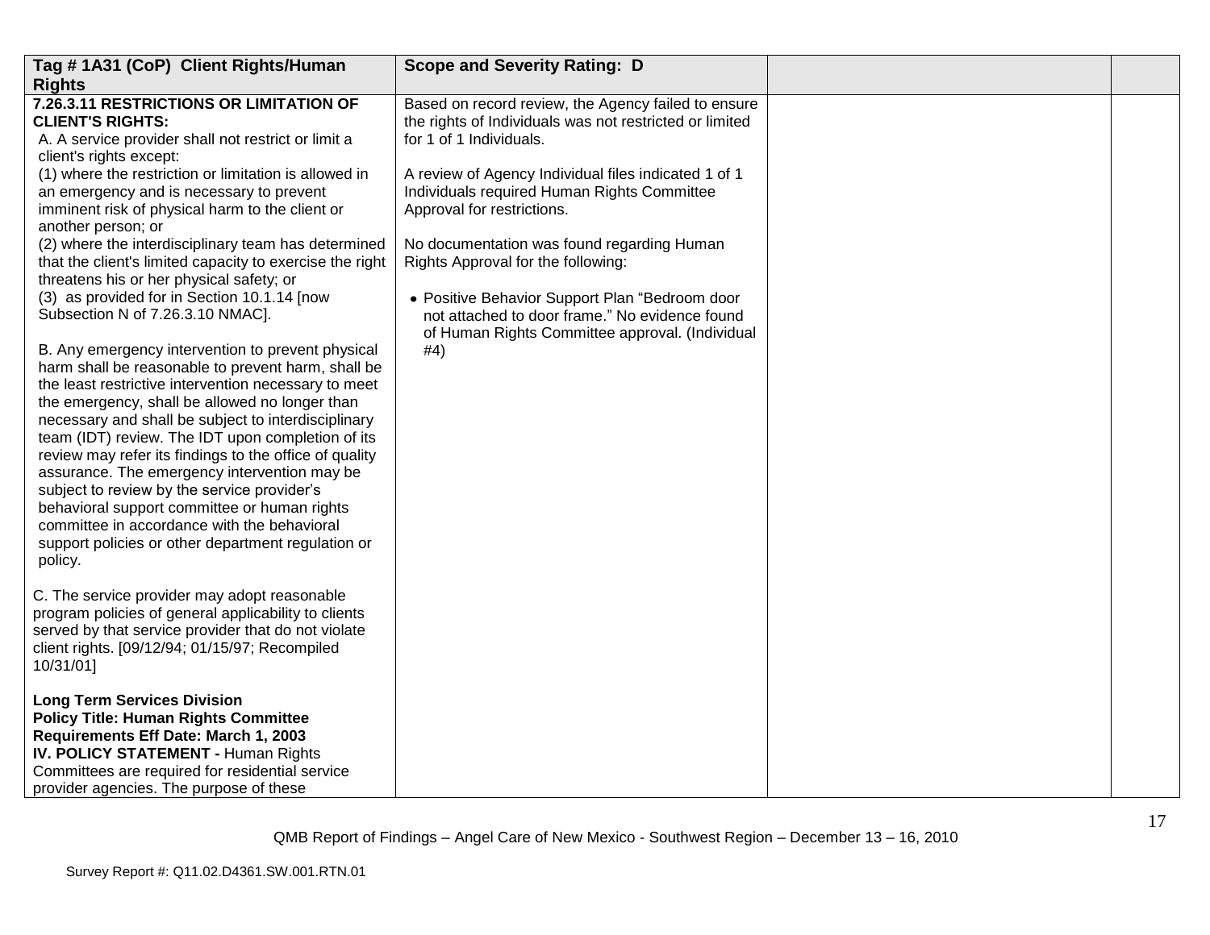| Tag # 1A31 (CoP) Client Rights/Human Rights | Scope and Severity Rating: D | | |
|---|---|---|---|
| **7.26.3.11 RESTRICTIONS OR LIMITATION OF CLIENT'S RIGHTS:**<br>A. A service provider shall not restrict or limit a client's rights except:<br>(1) where the restriction or limitation is allowed in an emergency and is necessary to prevent imminent risk of physical harm to the client or another person; or<br>(2) where the interdisciplinary team has determined that the client's limited capacity to exercise the right threatens his or her physical safety; or<br>(3) as provided for in Section 10.1.14 [now Subsection N of 7.26.3.10 NMAC].<br><br>B. Any emergency intervention to prevent physical harm shall be reasonable to prevent harm, shall be the least restrictive intervention necessary to meet the emergency, shall be allowed no longer than necessary and shall be subject to interdisciplinary team (IDT) review. The IDT upon completion of its review may refer its findings to the office of quality assurance. The emergency intervention may be subject to review by the service provider's behavioral support committee or human rights committee in accordance with the behavioral support policies or other department regulation or policy.<br><br>C. The service provider may adopt reasonable program policies of general applicability to clients served by that service provider that do not violate client rights. [09/12/94; 01/15/97; Recompiled 10/31/01]<br><br>**Long Term Services Division**<br>**Policy Title: Human Rights Committee Requirements Eff Date: March 1, 2003**<br>**IV. POLICY STATEMENT -** Human Rights Committees are required for residential service provider agencies. The purpose of these | Based on record review, the Agency failed to ensure the rights of Individuals was not restricted or limited for 1 of 1 Individuals.<br><br>A review of Agency Individual files indicated 1 of 1 Individuals required Human Rights Committee Approval for restrictions.<br><br>No documentation was found regarding Human Rights Approval for the following:<br><br>• Positive Behavior Support Plan "Bedroom door not attached to door frame." No evidence found of Human Rights Committee approval. (Individual #4) | | |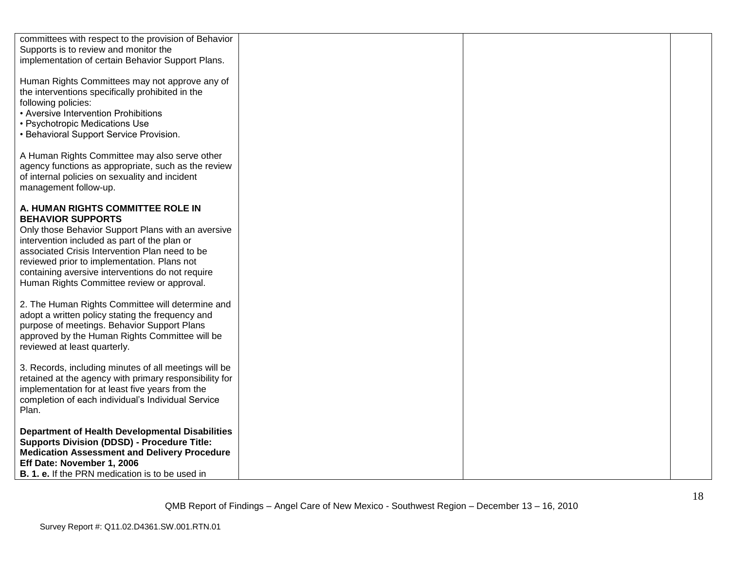| | | | |
|---|---|---|---|
| committees with respect to the provision of Behavior Supports is to review and monitor the implementation of certain Behavior Support Plans.<br><br>Human Rights Committees may not approve any of the interventions specifically prohibited in the following policies:<br>• Aversive Intervention Prohibitions<br>• Psychotropic Medications Use<br>• Behavioral Support Service Provision.<br><br>A Human Rights Committee may also serve other agency functions as appropriate, such as the review of internal policies on sexuality and incident management follow-up.<br><br>**A. HUMAN RIGHTS COMMITTEE ROLE IN BEHAVIOR SUPPORTS**<br>Only those Behavior Support Plans with an aversive intervention included as part of the plan or associated Crisis Intervention Plan need to be reviewed prior to implementation. Plans not containing aversive interventions do not require Human Rights Committee review or approval.<br><br>2. The Human Rights Committee will determine and adopt a written policy stating the frequency and purpose of meetings. Behavior Support Plans approved by the Human Rights Committee will be reviewed at least quarterly.<br><br>3. Records, including minutes of all meetings will be retained at the agency with primary responsibility for implementation for at least five years from the completion of each individual's Individual Service Plan.<br><br>**Department of Health Developmental Disabilities Supports Division (DDSD) - Procedure Title: Medication Assessment and Delivery Procedure Eff Date: November 1, 2006**<br>**B. 1. e.** If the PRN medication is to be used in | | | |

QMB Report of Findings – Angel Care of New Mexico - Southwest Region – December 13 – 16, 2010

Survey Report #: Q11.02.D4361.SW.001.RTN.01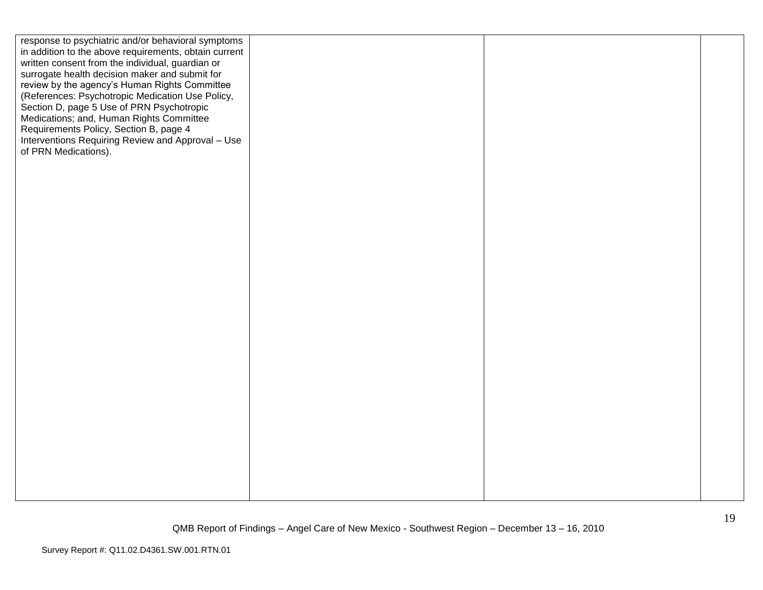| | | | |
|---|---|---|---|
| response to psychiatric and/or behavioral symptoms in addition to the above requirements, obtain current written consent from the individual, guardian or surrogate health decision maker and submit for review by the agency's Human Rights Committee (References: Psychotropic Medication Use Policy, Section D, page 5 Use of PRN Psychotropic Medications; and, Human Rights Committee Requirements Policy, Section B, page 4 Interventions Requiring Review and Approval – Use of PRN Medications). | | | |

QMB Report of Findings – Angel Care of New Mexico - Southwest Region – December 13 – 16, 2010

Survey Report #: Q11.02.D4361.SW.001.RTN.01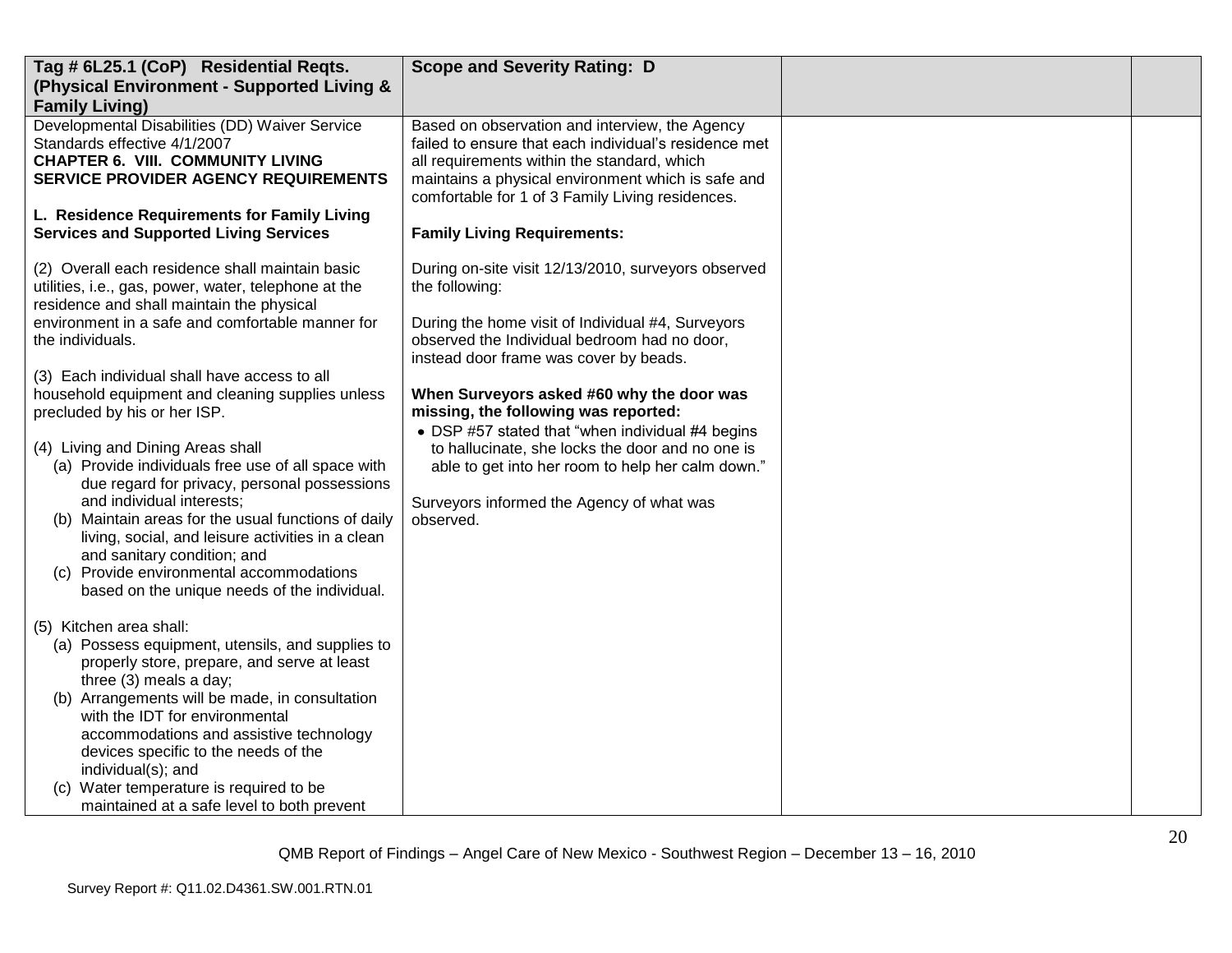| Tag # 6L25.1 (CoP) Residential Reqts. (Physical Environment - Supported Living & Family Living) | Scope and Severity Rating: D | | |
|---|---|---|---|
| Developmental Disabilities (DD) Waiver Service Standards effective 4/1/2007<br>**CHAPTER 6. VIII. COMMUNITY LIVING SERVICE PROVIDER AGENCY REQUIREMENTS**<br><br>**L. Residence Requirements for Family Living Services and Supported Living Services**<br><br>(2) Overall each residence shall maintain basic utilities, i.e., gas, power, water, telephone at the residence and shall maintain the physical environment in a safe and comfortable manner for the individuals.<br><br>(3) Each individual shall have access to all household equipment and cleaning supplies unless precluded by his or her ISP.<br><br>(4) Living and Dining Areas shall<br>(a) Provide individuals free use of all space with due regard for privacy, personal possessions and individual interests;<br>(b) Maintain areas for the usual functions of daily living, social, and leisure activities in a clean and sanitary condition; and<br>(c) Provide environmental accommodations based on the unique needs of the individual.<br><br>(5) Kitchen area shall:<br>(a) Possess equipment, utensils, and supplies to properly store, prepare, and serve at least three (3) meals a day;<br>(b) Arrangements will be made, in consultation with the IDT for environmental accommodations and assistive technology devices specific to the needs of the individual(s); and<br>(c) Water temperature is required to be maintained at a safe level to both prevent | Based on observation and interview, the Agency failed to ensure that each individual's residence met all requirements within the standard, which maintains a physical environment which is safe and comfortable for 1 of 3 Family Living residences.<br><br>**Family Living Requirements:**<br><br>During on-site visit 12/13/2010, surveyors observed the following:<br><br>During the home visit of Individual #4, Surveyors observed the Individual bedroom had no door, instead door frame was cover by beads.<br><br>**When Surveyors asked #60 why the door was missing, the following was reported:**<br>• DSP #57 stated that "when individual #4 begins to hallucinate, she locks the door and no one is able to get into her room to help her calm down."<br><br>Surveyors informed the Agency of what was observed. | | |

QMB Report of Findings – Angel Care of New Mexico - Southwest Region – December 13 – 16, 2010

Survey Report #: Q11.02.D4361.SW.001.RTN.01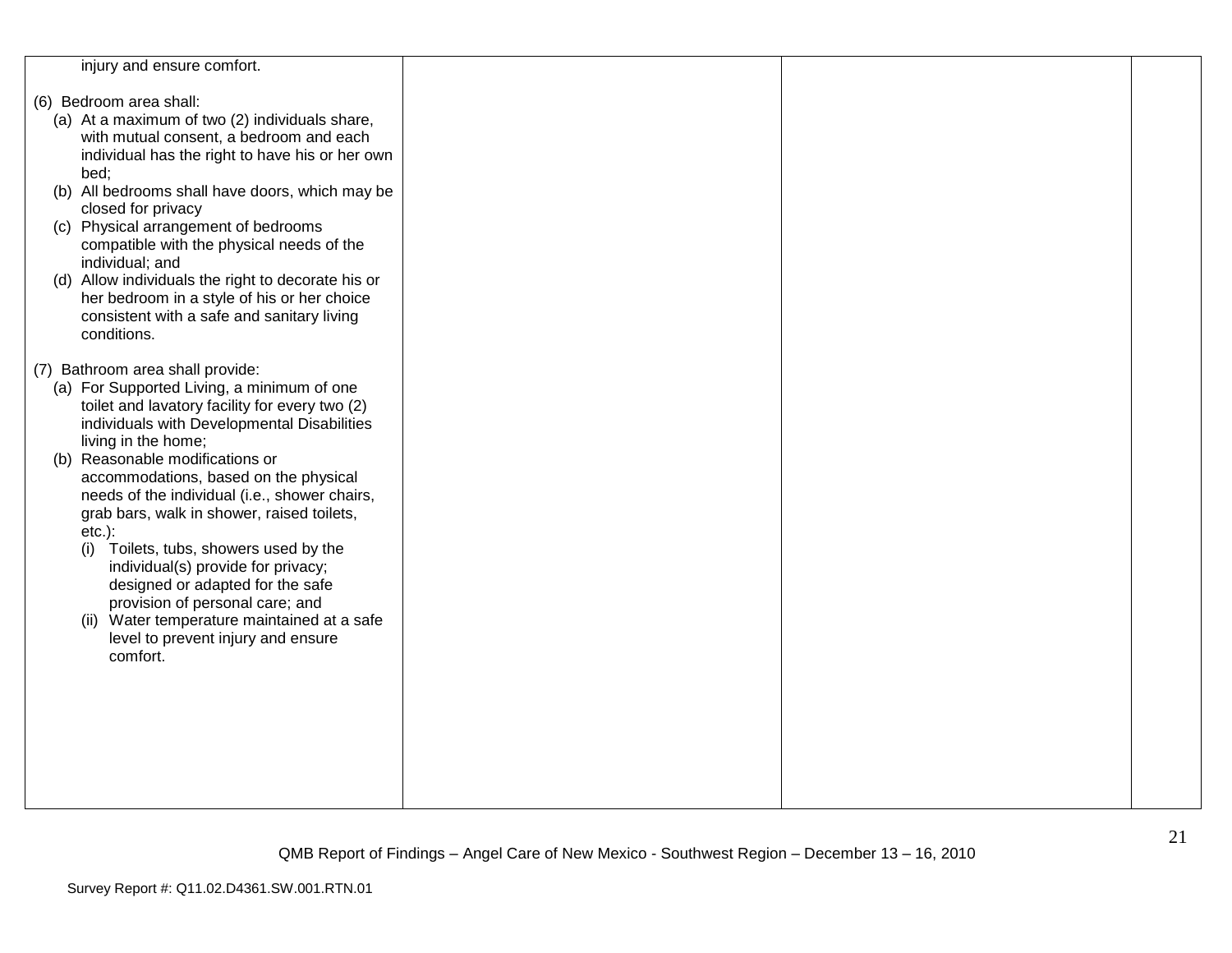| | | | |
|---|---|---|---|
| injury and ensure comfort.<br><br>(6) Bedroom area shall:<br>(a) At a maximum of two (2) individuals share, with mutual consent, a bedroom and each individual has the right to have his or her own bed;<br>(b) All bedrooms shall have doors, which may be closed for privacy<br>(c) Physical arrangement of bedrooms compatible with the physical needs of the individual; and<br>(d) Allow individuals the right to decorate his or her bedroom in a style of his or her choice consistent with a safe and sanitary living conditions.<br><br>(7) Bathroom area shall provide:<br>(a) For Supported Living, a minimum of one toilet and lavatory facility for every two (2) individuals with Developmental Disabilities living in the home;<br>(b) Reasonable modifications or accommodations, based on the physical needs of the individual (i.e., shower chairs, grab bars, walk in shower, raised toilets, etc.):<br>(i) Toilets, tubs, showers used by the individual(s) provide for privacy; designed or adapted for the safe provision of personal care; and<br>(ii) Water temperature maintained at a safe level to prevent injury and ensure comfort. | | | |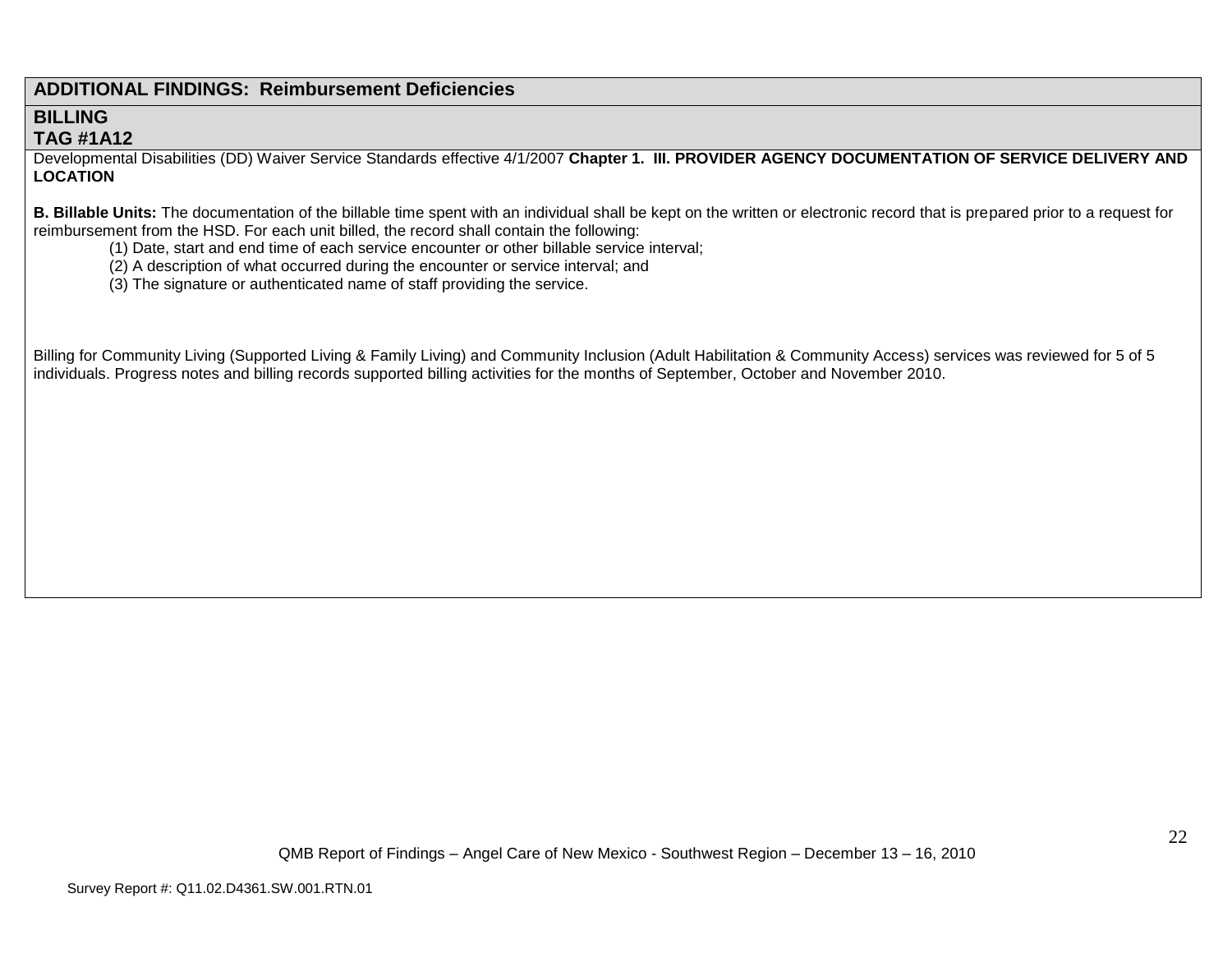## ADDITIONAL FINDINGS: Reimbursement Deficiencies

### BILLING
### TAG #1A12

Developmental Disabilities (DD) Waiver Service Standards effective 4/1/2007 **Chapter 1. III. PROVIDER AGENCY DOCUMENTATION OF SERVICE DELIVERY AND LOCATION**

**B. Billable Units:** The documentation of the billable time spent with an individual shall be kept on the written or electronic record that is prepared prior to a request for reimbursement from the HSD. For each unit billed, the record shall contain the following:

(1) Date, start and end time of each service encounter or other billable service interval;
(2) A description of what occurred during the encounter or service interval; and
(3) The signature or authenticated name of staff providing the service.

Billing for Community Living (Supported Living & Family Living) and Community Inclusion (Adult Habilitation & Community Access) services was reviewed for 5 of 5 individuals. Progress notes and billing records supported billing activities for the months of September, October and November 2010.